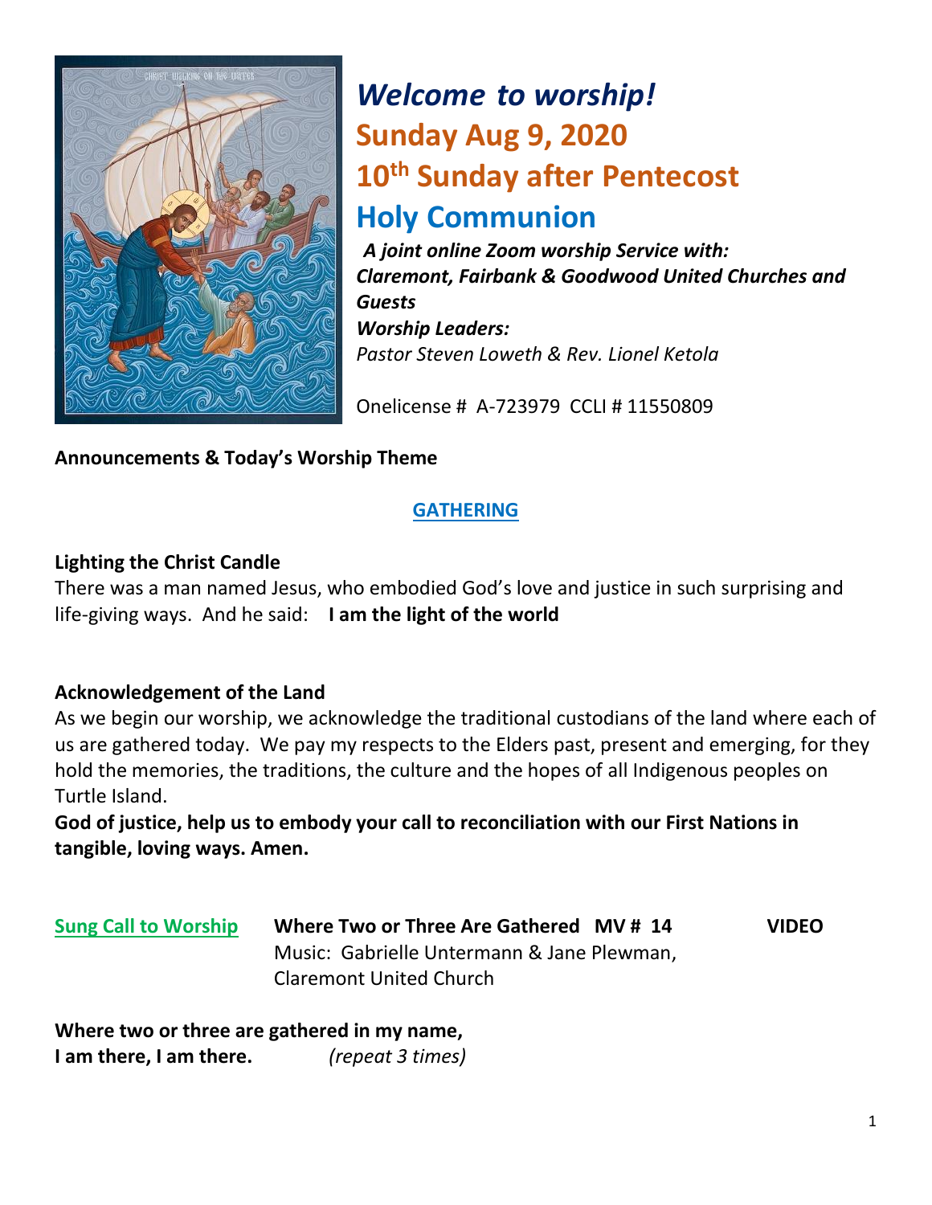# *Welcome to worship!*

## Sunday Aug 9, 2020

## 10th Sunday after Pentecost

## Holy Communion

***A joint online Zoom worship Service with:***
***Claremont, Fairbank & Goodwood United Churches and Guests***
***Worship Leaders:***
*Pastor Steven Loweth & Rev. Lionel Ketola*

Onelicense # A-723979 CCLI # 11550809

**Announcements & Today's Worship Theme**

## GATHERING

**Lighting the Christ Candle**

There was a man named Jesus, who embodied God's love and justice in such surprising and life-giving ways. And he said: **I am the light of the world**

**Acknowledgement of the Land**

As we begin our worship, we acknowledge the traditional custodians of the land where each of us are gathered today. We pay my respects to the Elders past, present and emerging, for they hold the memories, the traditions, the culture and the hopes of all Indigenous peoples on Turtle Island.

**God of justice, help us to embody your call to reconciliation with our First Nations in tangible, loving ways. Amen.**

Sung Call to Worship **Where Two or Three Are Gathered MV # 14** **VIDEO**
Music: Gabrielle Untermann & Jane Plewman, Claremont United Church

**Where two or three are gathered in my name,**
**I am there, I am there.** *(repeat 3 times)*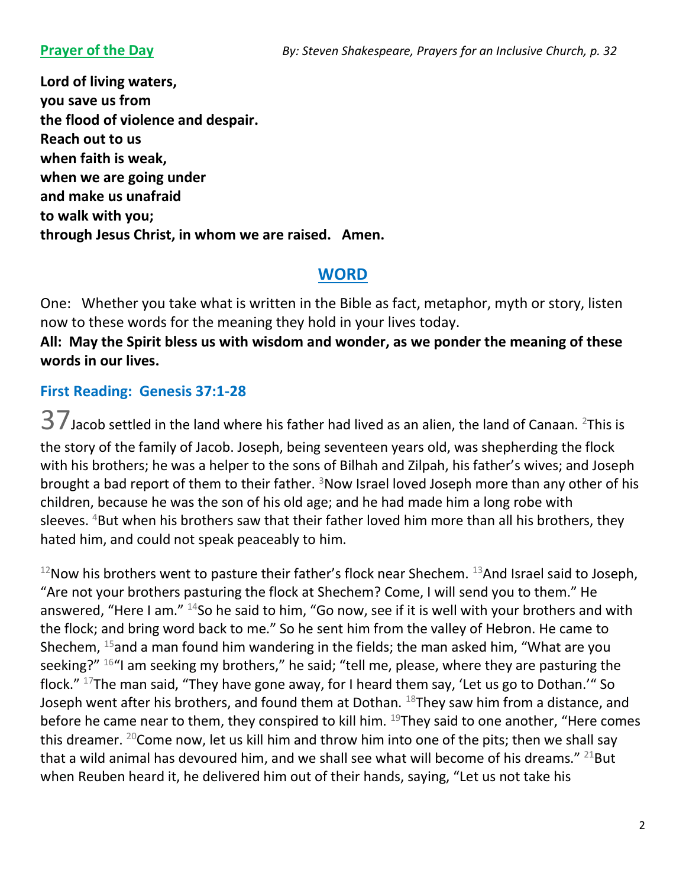**Prayer of the Day** *By: Steven Shakespeare, Prayers for an Inclusive Church, p. 32*

**Lord of living waters,**
**you save us from**
**the flood of violence and despair.**
**Reach out to us**
**when faith is weak,**
**when we are going under**
**and make us unafraid**
**to walk with you;**
**through Jesus Christ, in whom we are raised. Amen.**

## WORD

One: Whether you take what is written in the Bible as fact, metaphor, myth or story, listen now to these words for the meaning they hold in your lives today.

**All: May the Spirit bless us with wisdom and wonder, as we ponder the meaning of these words in our lives.**

### First Reading: Genesis 37:1-28

37 Jacob settled in the land where his father had lived as an alien, the land of Canaan. [2]This is the story of the family of Jacob. Joseph, being seventeen years old, was shepherding the flock with his brothers; he was a helper to the sons of Bilhah and Zilpah, his father's wives; and Joseph brought a bad report of them to their father. [3]Now Israel loved Joseph more than any other of his children, because he was the son of his old age; and he had made him a long robe with sleeves. [4]But when his brothers saw that their father loved him more than all his brothers, they hated him, and could not speak peaceably to him.

[12]Now his brothers went to pasture their father's flock near Shechem. [13]And Israel said to Joseph, "Are not your brothers pasturing the flock at Shechem? Come, I will send you to them." He answered, "Here I am." [14]So he said to him, "Go now, see if it is well with your brothers and with the flock; and bring word back to me." So he sent him from the valley of Hebron. He came to Shechem, [15]and a man found him wandering in the fields; the man asked him, "What are you seeking?" [16]"I am seeking my brothers," he said; "tell me, please, where they are pasturing the flock." [17]The man said, "They have gone away, for I heard them say, 'Let us go to Dothan.'" So Joseph went after his brothers, and found them at Dothan. [18]They saw him from a distance, and before he came near to them, they conspired to kill him. [19]They said to one another, "Here comes this dreamer. [20]Come now, let us kill him and throw him into one of the pits; then we shall say that a wild animal has devoured him, and we shall see what will become of his dreams." [21]But when Reuben heard it, he delivered him out of their hands, saying, "Let us not take his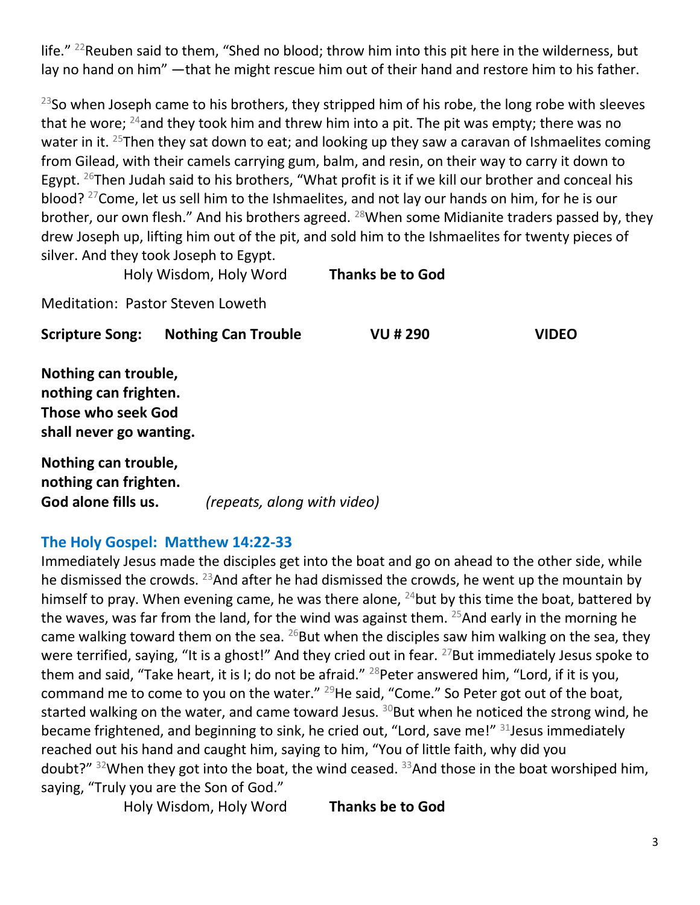life." [22]Reuben said to them, "Shed no blood; throw him into this pit here in the wilderness, but lay no hand on him" —that he might rescue him out of their hand and restore him to his father.

[23]So when Joseph came to his brothers, they stripped him of his robe, the long robe with sleeves that he wore; [24]and they took him and threw him into a pit. The pit was empty; there was no water in it. [25]Then they sat down to eat; and looking up they saw a caravan of Ishmaelites coming from Gilead, with their camels carrying gum, balm, and resin, on their way to carry it down to Egypt. [26]Then Judah said to his brothers, "What profit is it if we kill our brother and conceal his blood? [27]Come, let us sell him to the Ishmaelites, and not lay our hands on him, for he is our brother, our own flesh." And his brothers agreed. [28]When some Midianite traders passed by, they drew Joseph up, lifting him out of the pit, and sold him to the Ishmaelites for twenty pieces of silver. And they took Joseph to Egypt.

Holy Wisdom, Holy Word **Thanks be to God**

Meditation: Pastor Steven Loweth

**Scripture Song: Nothing Can Trouble VU # 290 VIDEO**

**Nothing can trouble,**
**nothing can frighten.**
**Those who seek God**
**shall never go wanting.**

**Nothing can trouble,**
**nothing can frighten.**
**God alone fills us.** *(repeats, along with video)*

## The Holy Gospel: Matthew 14:22-33

Immediately Jesus made the disciples get into the boat and go on ahead to the other side, while he dismissed the crowds. [23]And after he had dismissed the crowds, he went up the mountain by himself to pray. When evening came, he was there alone, [24]but by this time the boat, battered by the waves, was far from the land, for the wind was against them. [25]And early in the morning he came walking toward them on the sea. [26]But when the disciples saw him walking on the sea, they were terrified, saying, "It is a ghost!" And they cried out in fear. [27]But immediately Jesus spoke to them and said, "Take heart, it is I; do not be afraid." [28]Peter answered him, "Lord, if it is you, command me to come to you on the water." [29]He said, "Come." So Peter got out of the boat, started walking on the water, and came toward Jesus. [30]But when he noticed the strong wind, he became frightened, and beginning to sink, he cried out, "Lord, save me!" [31]Jesus immediately reached out his hand and caught him, saying to him, "You of little faith, why did you doubt?" [32]When they got into the boat, the wind ceased. [33]And those in the boat worshiped him, saying, "Truly you are the Son of God."

Holy Wisdom, Holy Word **Thanks be to God**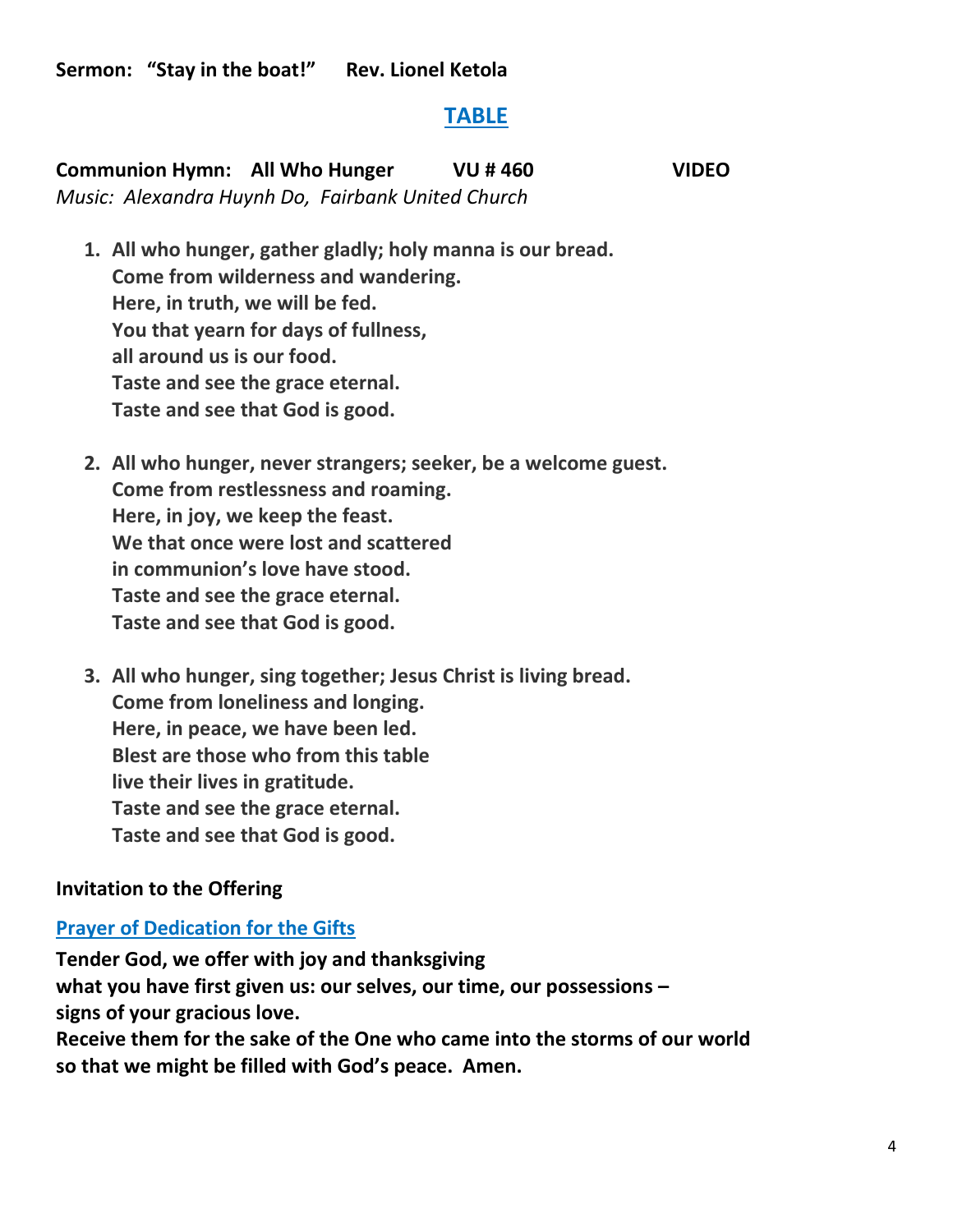**Sermon: "Stay in the boat!" Rev. Lionel Ketola**

## TABLE

**Communion Hymn: All Who Hunger VU # 460 VIDEO**
*Music: Alexandra Huynh Do, Fairbank United Church*

1. **All who hunger, gather gladly; holy manna is our bread.**
   **Come from wilderness and wandering.**
   **Here, in truth, we will be fed.**
   **You that yearn for days of fullness,**
   **all around us is our food.**
   **Taste and see the grace eternal.**
   **Taste and see that God is good.**

2. **All who hunger, never strangers; seeker, be a welcome guest.**
   **Come from restlessness and roaming.**
   **Here, in joy, we keep the feast.**
   **We that once were lost and scattered**
   **in communion's love have stood.**
   **Taste and see the grace eternal.**
   **Taste and see that God is good.**

3. **All who hunger, sing together; Jesus Christ is living bread.**
   **Come from loneliness and longing.**
   **Here, in peace, we have been led.**
   **Blest are those who from this table**
   **live their lives in gratitude.**
   **Taste and see the grace eternal.**
   **Taste and see that God is good.**

**Invitation to the Offering**

**Prayer of Dedication for the Gifts**

**Tender God, we offer with joy and thanksgiving**
**what you have first given us: our selves, our time, our possessions –**
**signs of your gracious love.**
**Receive them for the sake of the One who came into the storms of our world**
**so that we might be filled with God's peace. Amen.**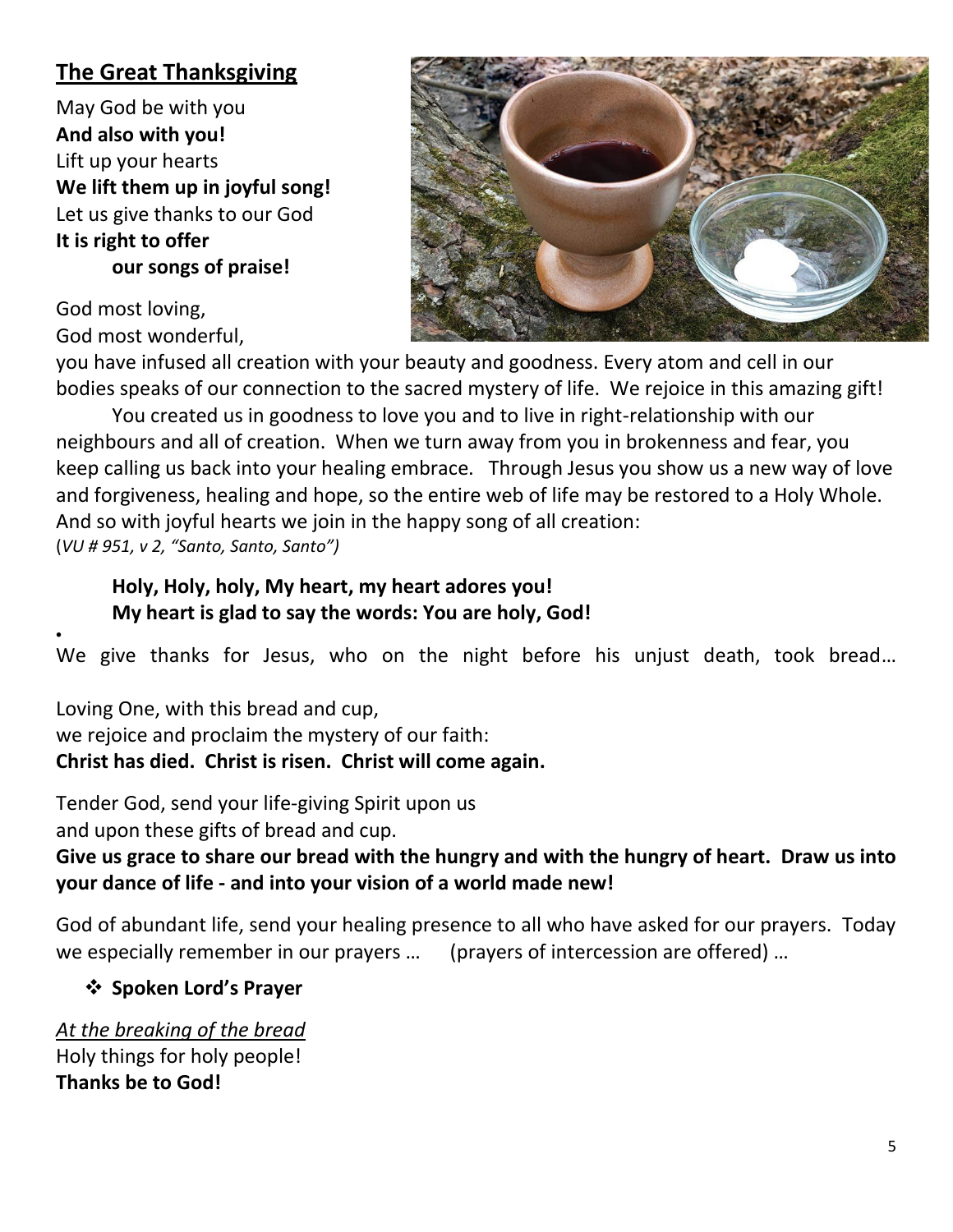## The Great Thanksgiving

May God be with you
**And also with you!**
Lift up your hearts
**We lift them up in joyful song!**
Let us give thanks to our God
**It is right to offer**
**our songs of praise!**

God most loving,
God most wonderful,
you have infused all creation with your beauty and goodness. Every atom and cell in our bodies speaks of our connection to the sacred mystery of life. We rejoice in this amazing gift!

You created us in goodness to love you and to live in right-relationship with our neighbours and all of creation. When we turn away from you in brokenness and fear, you keep calling us back into your healing embrace. Through Jesus you show us a new way of love and forgiveness, healing and hope, so the entire web of life may be restored to a Holy Whole. And so with joyful hearts we join in the happy song of all creation:
(*VU # 951, v 2, "Santo, Santo, Santo")*

**Holy, Holy, holy, My heart, my heart adores you!**
**My heart is glad to say the words: You are holy, God!**

•
We give thanks for Jesus, who on the night before his unjust death, took bread…

Loving One, with this bread and cup,
we rejoice and proclaim the mystery of our faith:
**Christ has died. Christ is risen. Christ will come again.**

Tender God, send your life-giving Spirit upon us
and upon these gifts of bread and cup.
**Give us grace to share our bread with the hungry and with the hungry of heart. Draw us into your dance of life - and into your vision of a world made new!**

God of abundant life, send your healing presence to all who have asked for our prayers. Today we especially remember in our prayers … (prayers of intercession are offered) …

- **Spoken Lord's Prayer**

*At the breaking of the bread*
Holy things for holy people!
**Thanks be to God!**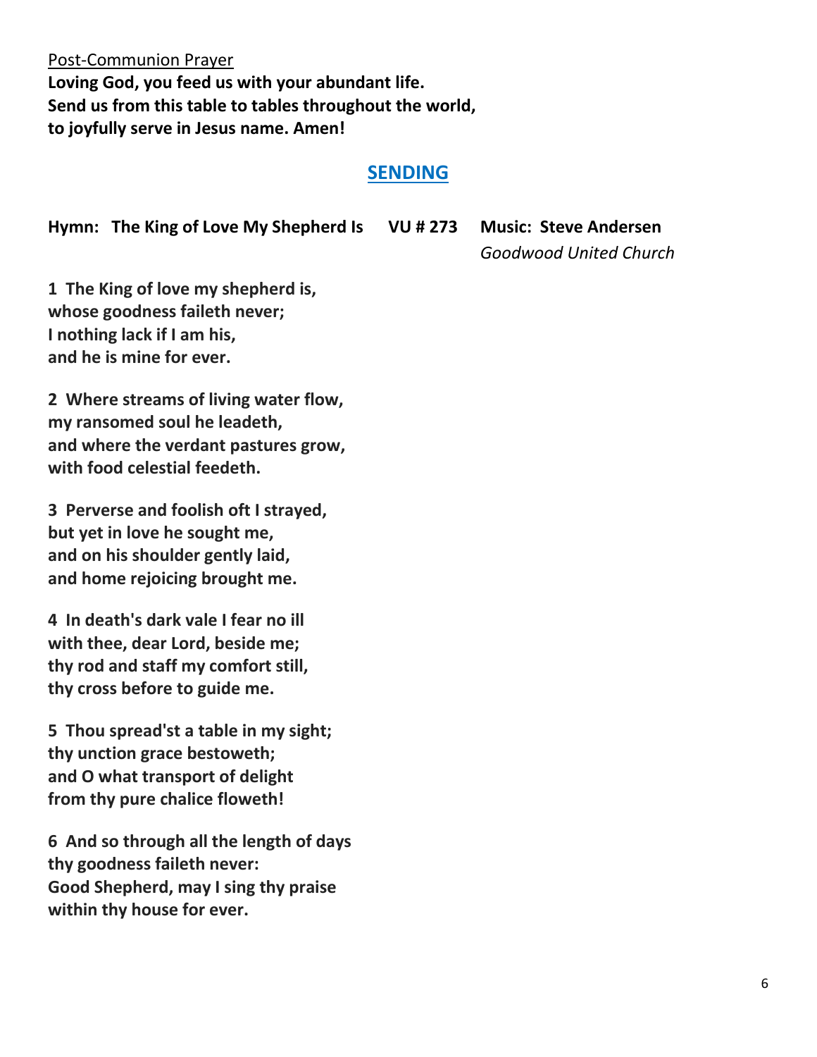Post-Communion Prayer

**Loving God, you feed us with your abundant life.**
**Send us from this table to tables throughout the world,**
**to joyfully serve in Jesus name. Amen!**

## SENDING

**Hymn: The King of Love My Shepherd Is VU # 273 Music: Steve Andersen**
*Goodwood United Church*

**1 The King of love my shepherd is,**
**whose goodness faileth never;**
**I nothing lack if I am his,**
**and he is mine for ever.**

**2 Where streams of living water flow,**
**my ransomed soul he leadeth,**
**and where the verdant pastures grow,**
**with food celestial feedeth.**

**3 Perverse and foolish oft I strayed,**
**but yet in love he sought me,**
**and on his shoulder gently laid,**
**and home rejoicing brought me.**

**4 In death's dark vale I fear no ill**
**with thee, dear Lord, beside me;**
**thy rod and staff my comfort still,**
**thy cross before to guide me.**

**5 Thou spread'st a table in my sight;**
**thy unction grace bestoweth;**
**and O what transport of delight**
**from thy pure chalice floweth!**

**6 And so through all the length of days**
**thy goodness faileth never:**
**Good Shepherd, may I sing thy praise**
**within thy house for ever.**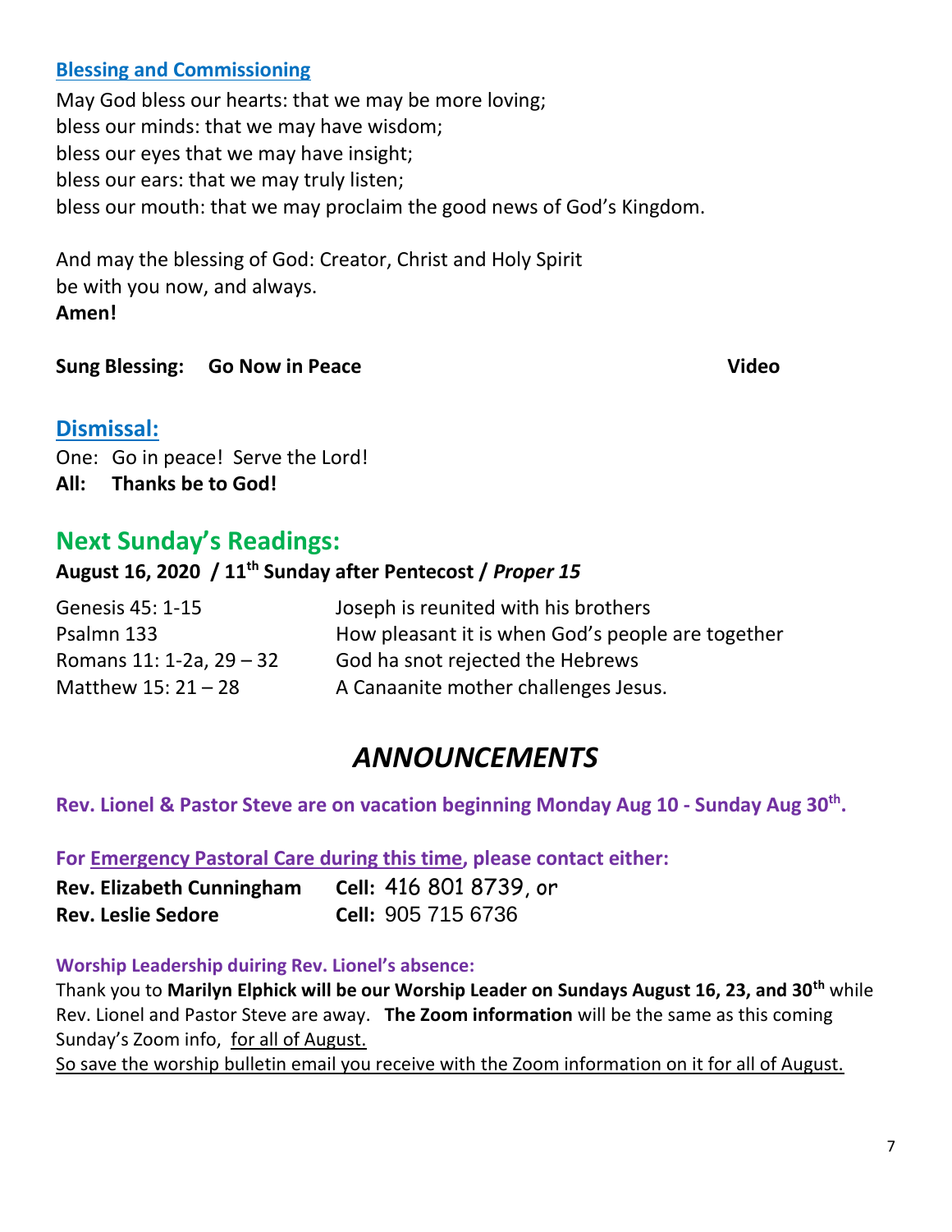### Blessing and Commissioning

May God bless our hearts: that we may be more loving;
bless our minds: that we may have wisdom;
bless our eyes that we may have insight;
bless our ears: that we may truly listen;
bless our mouth: that we may proclaim the good news of God's Kingdom.

And may the blessing of God: Creator, Christ and Holy Spirit
be with you now, and always.
**Amen!**

**Sung Blessing: Go Now in Peace** **Video**

### Dismissal:

One: Go in peace! Serve the Lord!
**All: Thanks be to God!**

## Next Sunday's Readings:

**August 16, 2020 / 11th Sunday after Pentecost / *Proper 15***

| | |
|---|---|
| Genesis 45: 1-15 | Joseph is reunited with his brothers |
| Psalmn 133 | How pleasant it is when God's people are together |
| Romans 11: 1-2a, 29 – 32 | God ha snot rejected the Hebrews |
| Matthew 15: 21 – 28 | A Canaanite mother challenges Jesus. |

# *ANNOUNCEMENTS*

**Rev. Lionel & Pastor Steve are on vacation beginning Monday Aug 10 - Sunday Aug 30th.**

**For Emergency Pastoral Care during this time, please contact either:**

**Rev. Elizabeth Cunningham** **Cell:** 416 801 8739, or
**Rev. Leslie Sedore** **Cell:** 905 715 6736

**Worship Leadership duiring Rev. Lionel's absence:**

Thank you to **Marilyn Elphick will be our Worship Leader on Sundays August 16, 23, and 30th** while Rev. Lionel and Pastor Steve are away. **The Zoom information** will be the same as this coming Sunday's Zoom info, for all of August.
So save the worship bulletin email you receive with the Zoom information on it for all of August.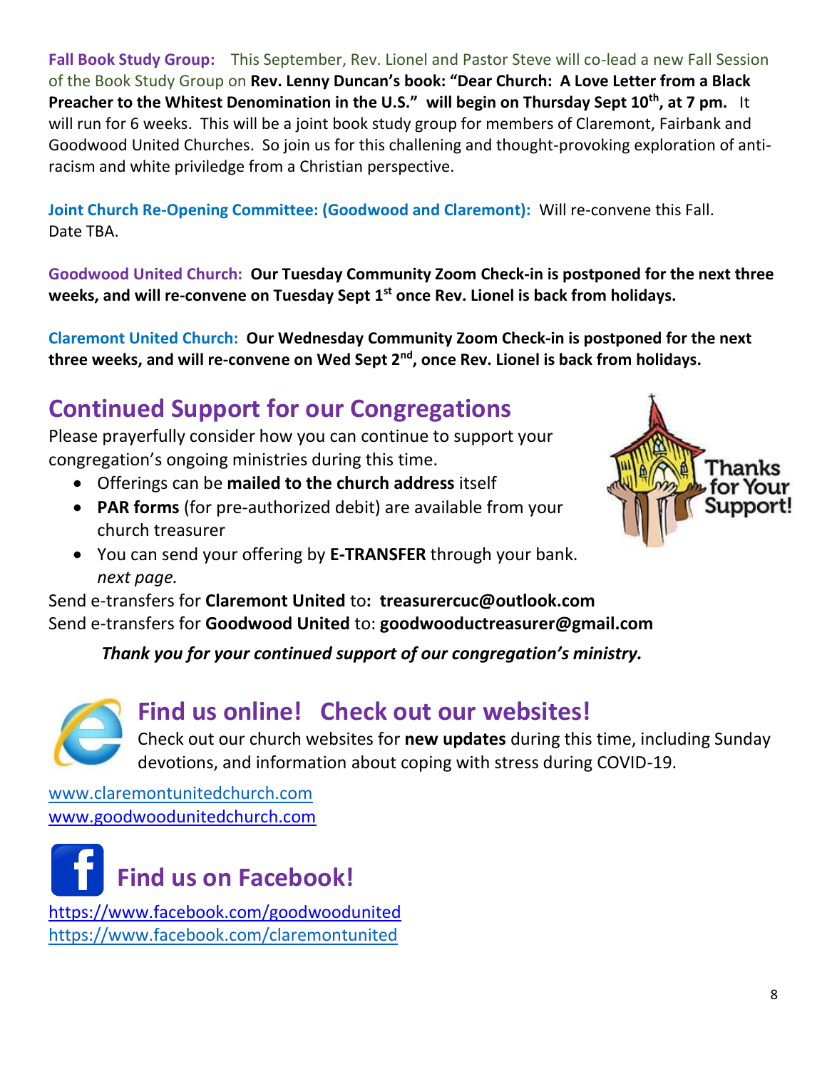**Fall Book Study Group:** This September, Rev. Lionel and Pastor Steve will co-lead a new Fall Session of the Book Study Group on **Rev. Lenny Duncan's book: "Dear Church: A Love Letter from a Black Preacher to the Whitest Denomination in the U.S." will begin on Thursday Sept 10th, at 7 pm.** It will run for 6 weeks. This will be a joint book study group for members of Claremont, Fairbank and Goodwood United Churches. So join us for this challenging and thought-provoking exploration of anti-racism and white priviledge from a Christian perspective.

**Joint Church Re-Opening Committee: (Goodwood and Claremont):** Will re-convene this Fall. Date TBA.

**Goodwood United Church:** **Our Tuesday Community Zoom Check-in is postponed for the next three weeks, and will re-convene on Tuesday Sept 1st once Rev. Lionel is back from holidays.**

**Claremont United Church:** **Our Wednesday Community Zoom Check-in is postponed for the next three weeks, and will re-convene on Wed Sept 2nd, once Rev. Lionel is back from holidays.**

## Continued Support for our Congregations

Please prayerfully consider how you can continue to support your congregation's ongoing ministries during this time.

- Offerings can be **mailed to the church address** itself
- **PAR forms** (for pre-authorized debit) are available from your church treasurer
- You can send your offering by **E-TRANSFER** through your bank. *next page.*

Thanks for Your Support!

Send e-transfers for **Claremont United** to**: treasurercuc@outlook.com**
Send e-transfers for **Goodwood United** to: **goodwooductreasurer@gmail.com**

***Thank you for your continued support of our congregation's ministry.***

## Find us online! Check out our websites!

Check out our church websites for **new updates** during this time, including Sunday devotions, and information about coping with stress during COVID-19.

www.claremontunitedchurch.com
www.goodwoodunitedchurch.com

## Find us on Facebook!

https://www.facebook.com/goodwoodunited
https://www.facebook.com/claremontunited